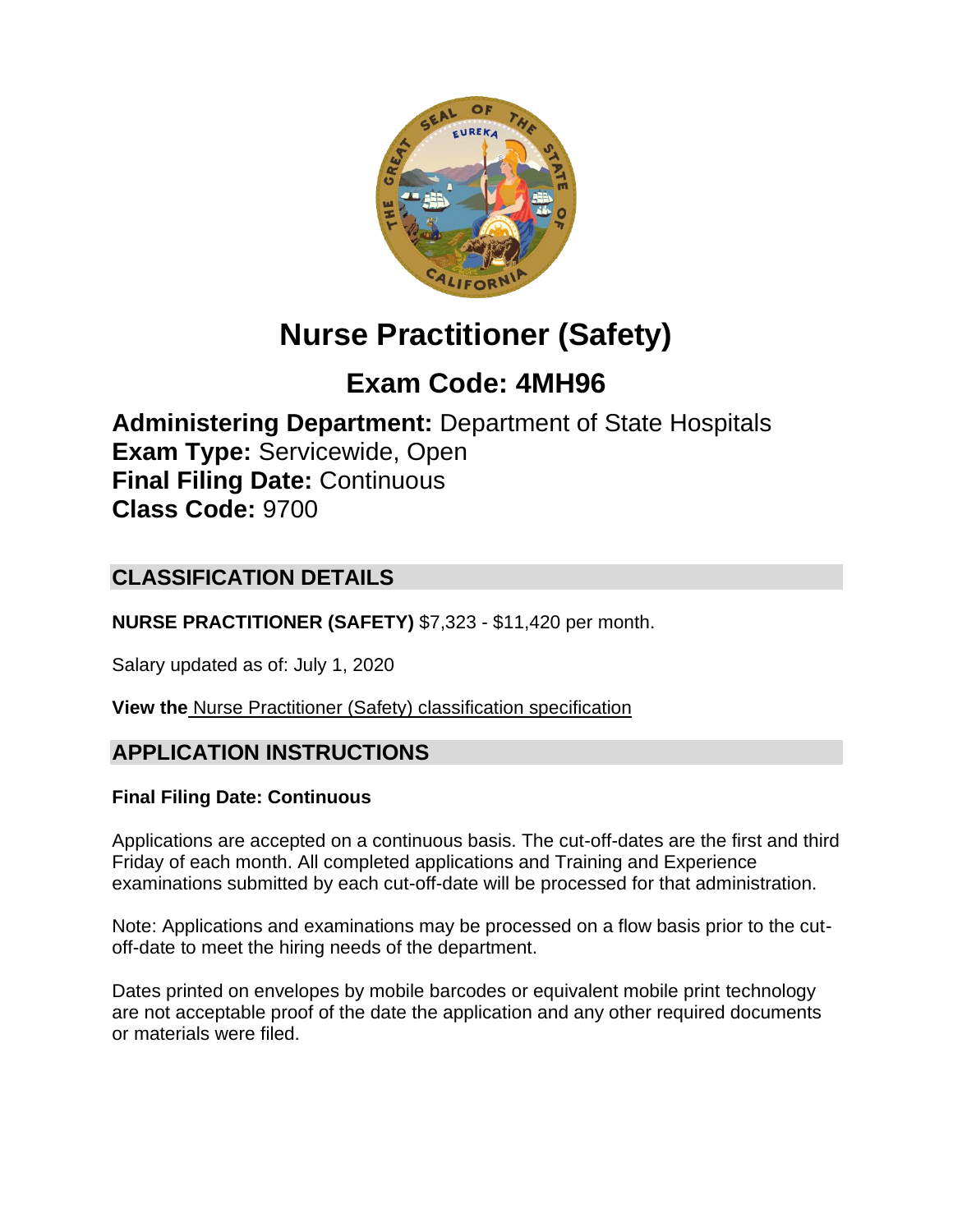# Nurse Practitioner (Safety)

## Exam Code: 4MH96

**Administering Department:** Department of State Hospitals
**Exam Type:** Servicewide, Open
**Final Filing Date:** Continuous
**Class Code:** 9700

## CLASSIFICATION DETAILS

**NURSE PRACTITIONER (SAFETY)** $7,323 - $11,420 per month.

Salary updated as of: July 1, 2020

**View the** Nurse Practitioner (Safety) classification specification

## APPLICATION INSTRUCTIONS

**Final Filing Date: Continuous**

Applications are accepted on a continuous basis. The cut-off-dates are the first and third Friday of each month. All completed applications and Training and Experience examinations submitted by each cut-off-date will be processed for that administration.

Note: Applications and examinations may be processed on a flow basis prior to the cut-off-date to meet the hiring needs of the department.

Dates printed on envelopes by mobile barcodes or equivalent mobile print technology are not acceptable proof of the date the application and any other required documents or materials were filed.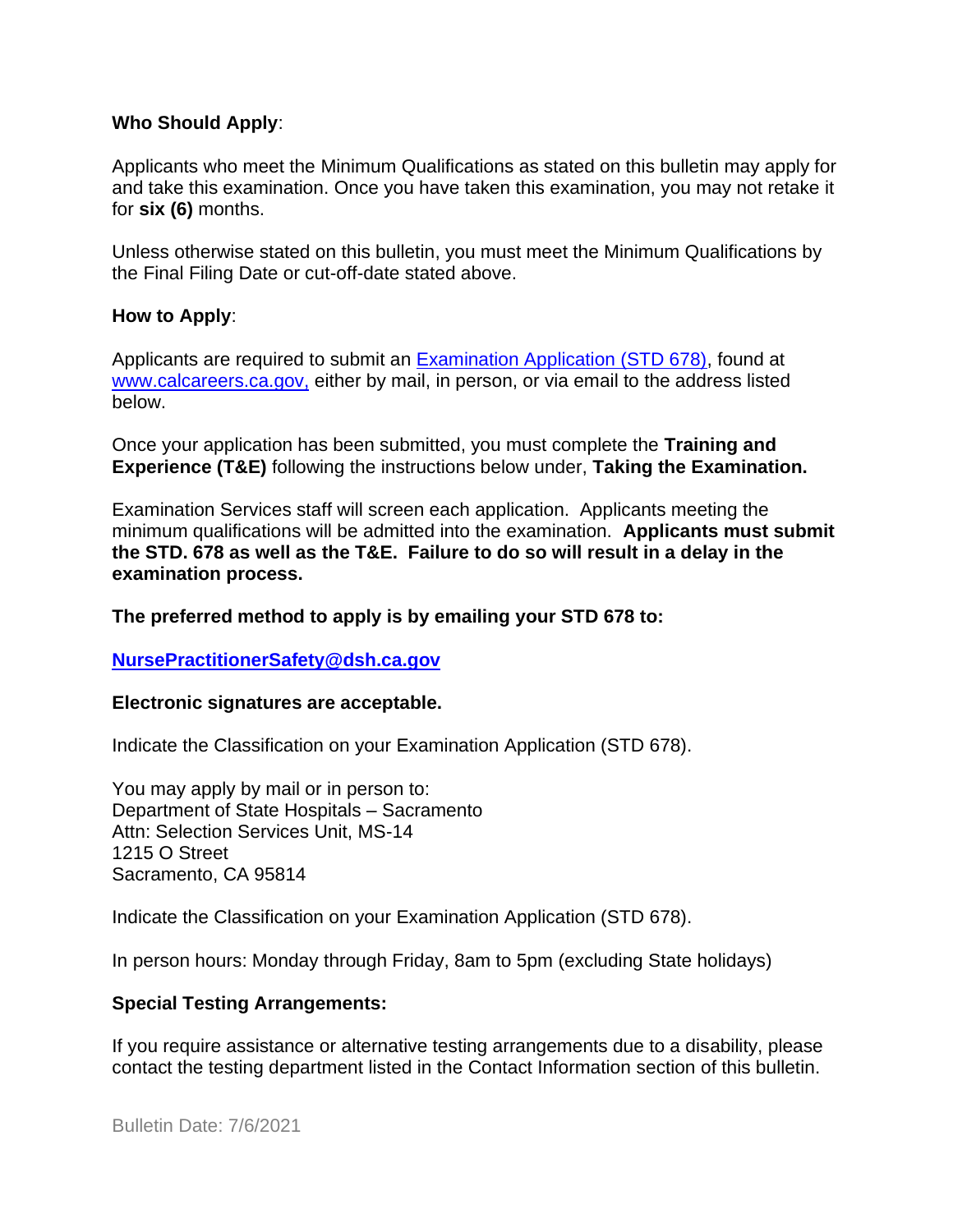**Who Should Apply**:

Applicants who meet the Minimum Qualifications as stated on this bulletin may apply for and take this examination. Once you have taken this examination, you may not retake it for **six (6)** months.

Unless otherwise stated on this bulletin, you must meet the Minimum Qualifications by the Final Filing Date or cut-off-date stated above.

**How to Apply**:

Applicants are required to submit an [Examination Application (STD 678)](), found at [www.calcareers.ca.gov,](http://www.calcareers.ca.gov) either by mail, in person, or via email to the address listed below.

Once your application has been submitted, you must complete the **Training and Experience (T&E)** following the instructions below under, **Taking the Examination.**

Examination Services staff will screen each application. Applicants meeting the minimum qualifications will be admitted into the examination. **Applicants must submit the STD. 678 as well as the T&E. Failure to do so will result in a delay in the examination process.**

**The preferred method to apply is by emailing your STD 678 to:**

**[NursePractitionerSafety@dsh.ca.gov](mailto:NursePractitionerSafety@dsh.ca.gov)**

**Electronic signatures are acceptable.**

Indicate the Classification on your Examination Application (STD 678).

You may apply by mail or in person to:
Department of State Hospitals – Sacramento
Attn: Selection Services Unit, MS-14
1215 O Street
Sacramento, CA 95814

Indicate the Classification on your Examination Application (STD 678).

In person hours: Monday through Friday, 8am to 5pm (excluding State holidays)

**Special Testing Arrangements:**

If you require assistance or alternative testing arrangements due to a disability, please contact the testing department listed in the Contact Information section of this bulletin.

Bulletin Date: 7/6/2021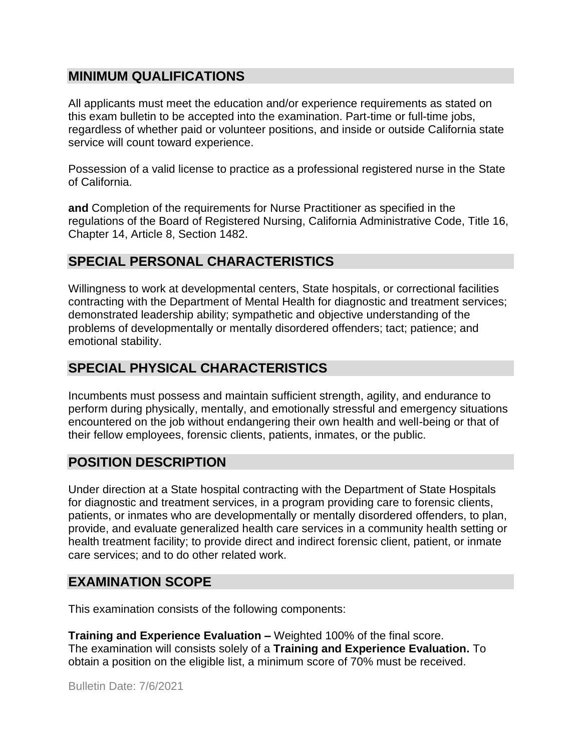## MINIMUM QUALIFICATIONS

All applicants must meet the education and/or experience requirements as stated on this exam bulletin to be accepted into the examination. Part-time or full-time jobs, regardless of whether paid or volunteer positions, and inside or outside California state service will count toward experience.

Possession of a valid license to practice as a professional registered nurse in the State of California.

**and** Completion of the requirements for Nurse Practitioner as specified in the regulations of the Board of Registered Nursing, California Administrative Code, Title 16, Chapter 14, Article 8, Section 1482.

## SPECIAL PERSONAL CHARACTERISTICS

Willingness to work at developmental centers, State hospitals, or correctional facilities contracting with the Department of Mental Health for diagnostic and treatment services; demonstrated leadership ability; sympathetic and objective understanding of the problems of developmentally or mentally disordered offenders; tact; patience; and emotional stability.

## SPECIAL PHYSICAL CHARACTERISTICS

Incumbents must possess and maintain sufficient strength, agility, and endurance to perform during physically, mentally, and emotionally stressful and emergency situations encountered on the job without endangering their own health and well-being or that of their fellow employees, forensic clients, patients, inmates, or the public.

## POSITION DESCRIPTION

Under direction at a State hospital contracting with the Department of State Hospitals for diagnostic and treatment services, in a program providing care to forensic clients, patients, or inmates who are developmentally or mentally disordered offenders, to plan, provide, and evaluate generalized health care services in a community health setting or health treatment facility; to provide direct and indirect forensic client, patient, or inmate care services; and to do other related work.

## EXAMINATION SCOPE

This examination consists of the following components:

**Training and Experience Evaluation –** Weighted 100% of the final score.
The examination will consists solely of a **Training and Experience Evaluation.** To obtain a position on the eligible list, a minimum score of 70% must be received.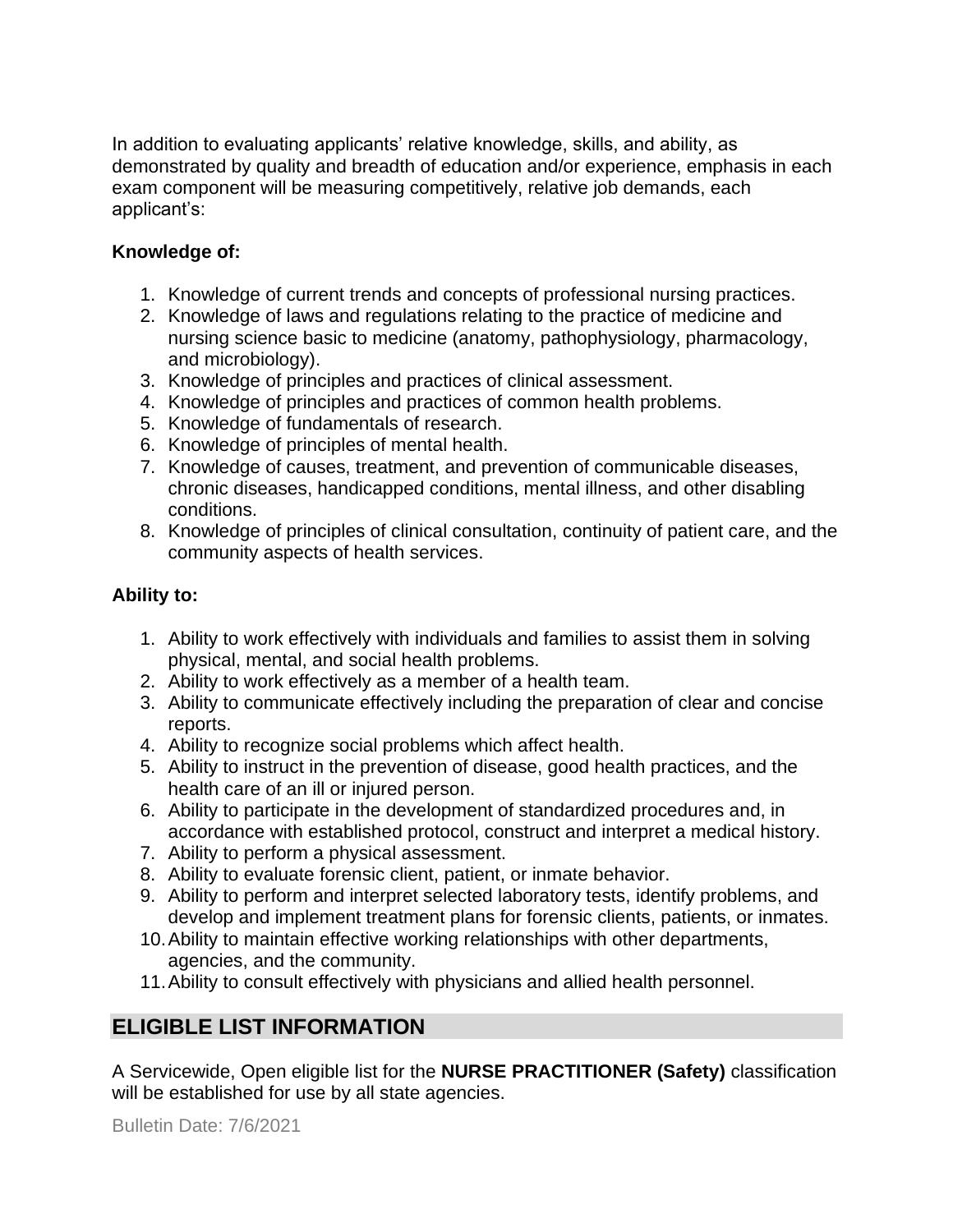In addition to evaluating applicants' relative knowledge, skills, and ability, as demonstrated by quality and breadth of education and/or experience, emphasis in each exam component will be measuring competitively, relative job demands, each applicant's:

**Knowledge of:**

1. Knowledge of current trends and concepts of professional nursing practices.
2. Knowledge of laws and regulations relating to the practice of medicine and nursing science basic to medicine (anatomy, pathophysiology, pharmacology, and microbiology).
3. Knowledge of principles and practices of clinical assessment.
4. Knowledge of principles and practices of common health problems.
5. Knowledge of fundamentals of research.
6. Knowledge of principles of mental health.
7. Knowledge of causes, treatment, and prevention of communicable diseases, chronic diseases, handicapped conditions, mental illness, and other disabling conditions.
8. Knowledge of principles of clinical consultation, continuity of patient care, and the community aspects of health services.

**Ability to:**

1. Ability to work effectively with individuals and families to assist them in solving physical, mental, and social health problems.
2. Ability to work effectively as a member of a health team.
3. Ability to communicate effectively including the preparation of clear and concise reports.
4. Ability to recognize social problems which affect health.
5. Ability to instruct in the prevention of disease, good health practices, and the health care of an ill or injured person.
6. Ability to participate in the development of standardized procedures and, in accordance with established protocol, construct and interpret a medical history.
7. Ability to perform a physical assessment.
8. Ability to evaluate forensic client, patient, or inmate behavior.
9. Ability to perform and interpret selected laboratory tests, identify problems, and develop and implement treatment plans for forensic clients, patients, or inmates.
10. Ability to maintain effective working relationships with other departments, agencies, and the community.
11. Ability to consult effectively with physicians and allied health personnel.

## ELIGIBLE LIST INFORMATION

A Servicewide, Open eligible list for the **NURSE PRACTITIONER (Safety)** classification will be established for use by all state agencies.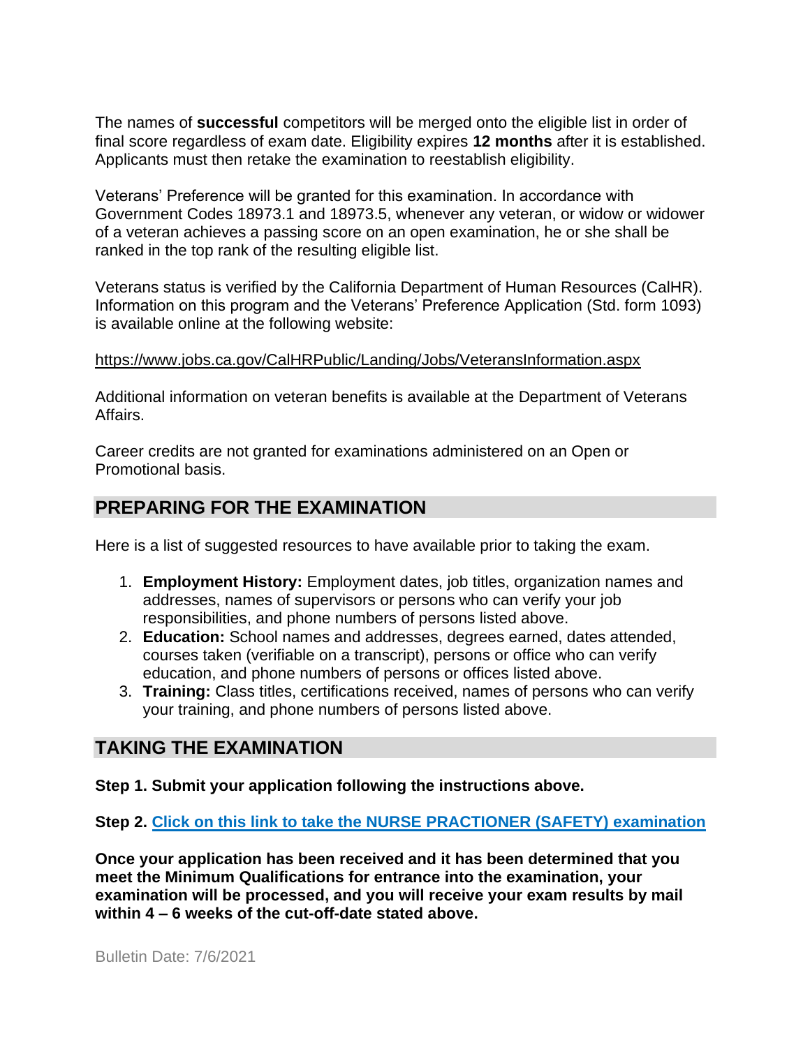The names of **successful** competitors will be merged onto the eligible list in order of final score regardless of exam date. Eligibility expires **12 months** after it is established. Applicants must then retake the examination to reestablish eligibility.

Veterans' Preference will be granted for this examination. In accordance with Government Codes 18973.1 and 18973.5, whenever any veteran, or widow or widower of a veteran achieves a passing score on an open examination, he or she shall be ranked in the top rank of the resulting eligible list.

Veterans status is verified by the California Department of Human Resources (CalHR). Information on this program and the Veterans' Preference Application (Std. form 1093) is available online at the following website:

https://www.jobs.ca.gov/CalHRPublic/Landing/Jobs/VeteransInformation.aspx

Additional information on veteran benefits is available at the Department of Veterans Affairs.

Career credits are not granted for examinations administered on an Open or Promotional basis.

## PREPARING FOR THE EXAMINATION

Here is a list of suggested resources to have available prior to taking the exam.

1. **Employment History:** Employment dates, job titles, organization names and addresses, names of supervisors or persons who can verify your job responsibilities, and phone numbers of persons listed above.
2. **Education:** School names and addresses, degrees earned, dates attended, courses taken (verifiable on a transcript), persons or office who can verify education, and phone numbers of persons or offices listed above.
3. **Training:** Class titles, certifications received, names of persons who can verify your training, and phone numbers of persons listed above.

## TAKING THE EXAMINATION

**Step 1. Submit your application following the instructions above.**

**Step 2. Click on this link to take the NURSE PRACTIONER (SAFETY) examination**

**Once your application has been received and it has been determined that you meet the Minimum Qualifications for entrance into the examination, your examination will be processed, and you will receive your exam results by mail within 4 – 6 weeks of the cut-off-date stated above.**

Bulletin Date: 7/6/2021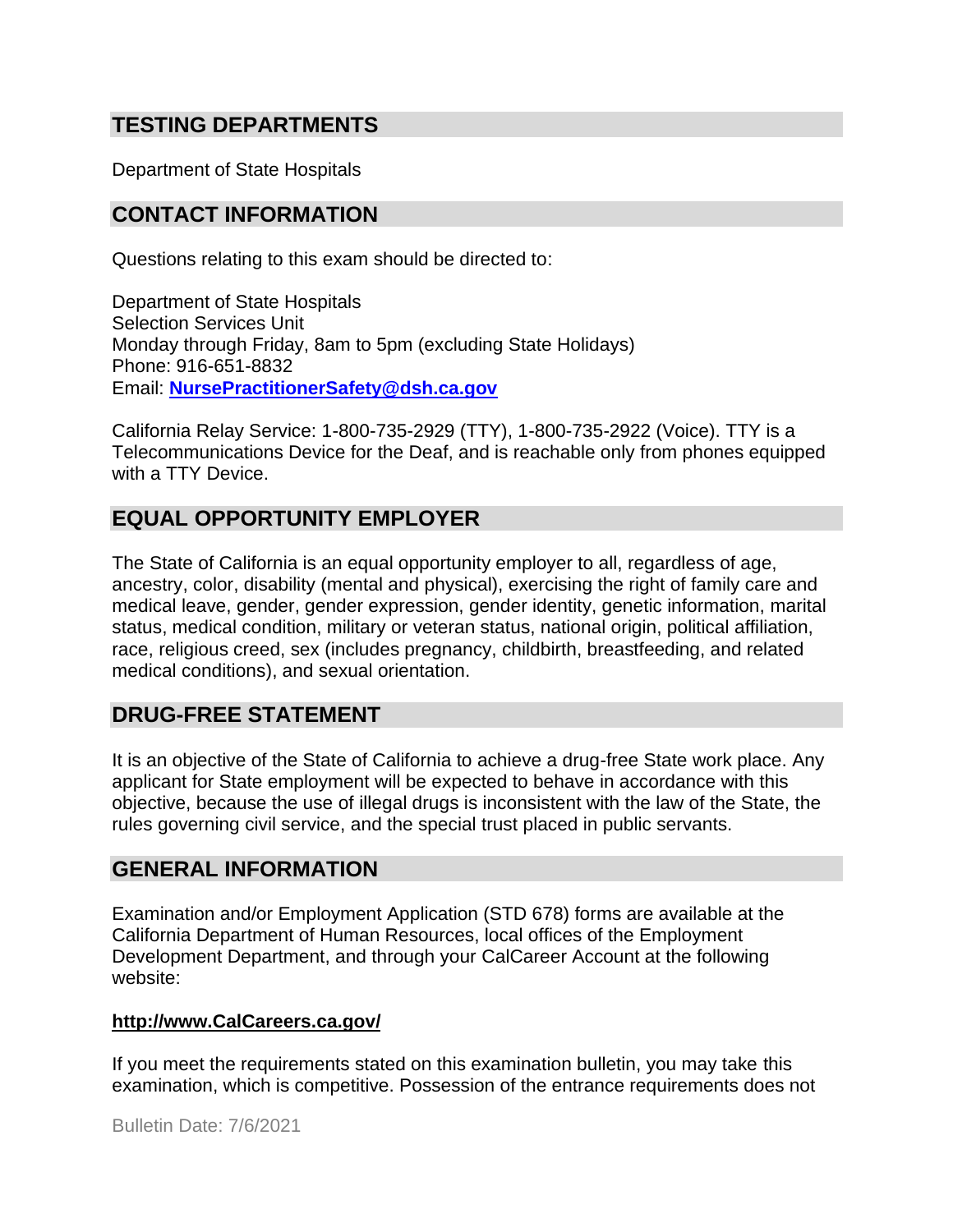## TESTING DEPARTMENTS

Department of State Hospitals

## CONTACT INFORMATION

Questions relating to this exam should be directed to:

Department of State Hospitals
Selection Services Unit
Monday through Friday, 8am to 5pm (excluding State Holidays)
Phone: 916-651-8832
Email: **NursePractitionerSafety@dsh.ca.gov**

California Relay Service: 1-800-735-2929 (TTY), 1-800-735-2922 (Voice). TTY is a Telecommunications Device for the Deaf, and is reachable only from phones equipped with a TTY Device.

## EQUAL OPPORTUNITY EMPLOYER

The State of California is an equal opportunity employer to all, regardless of age, ancestry, color, disability (mental and physical), exercising the right of family care and medical leave, gender, gender expression, gender identity, genetic information, marital status, medical condition, military or veteran status, national origin, political affiliation, race, religious creed, sex (includes pregnancy, childbirth, breastfeeding, and related medical conditions), and sexual orientation.

## DRUG-FREE STATEMENT

It is an objective of the State of California to achieve a drug-free State work place. Any applicant for State employment will be expected to behave in accordance with this objective, because the use of illegal drugs is inconsistent with the law of the State, the rules governing civil service, and the special trust placed in public servants.

## GENERAL INFORMATION

Examination and/or Employment Application (STD 678) forms are available at the California Department of Human Resources, local offices of the Employment Development Department, and through your CalCareer Account at the following website:

**http://www.CalCareers.ca.gov/**

If you meet the requirements stated on this examination bulletin, you may take this examination, which is competitive. Possession of the entrance requirements does not

Bulletin Date: 7/6/2021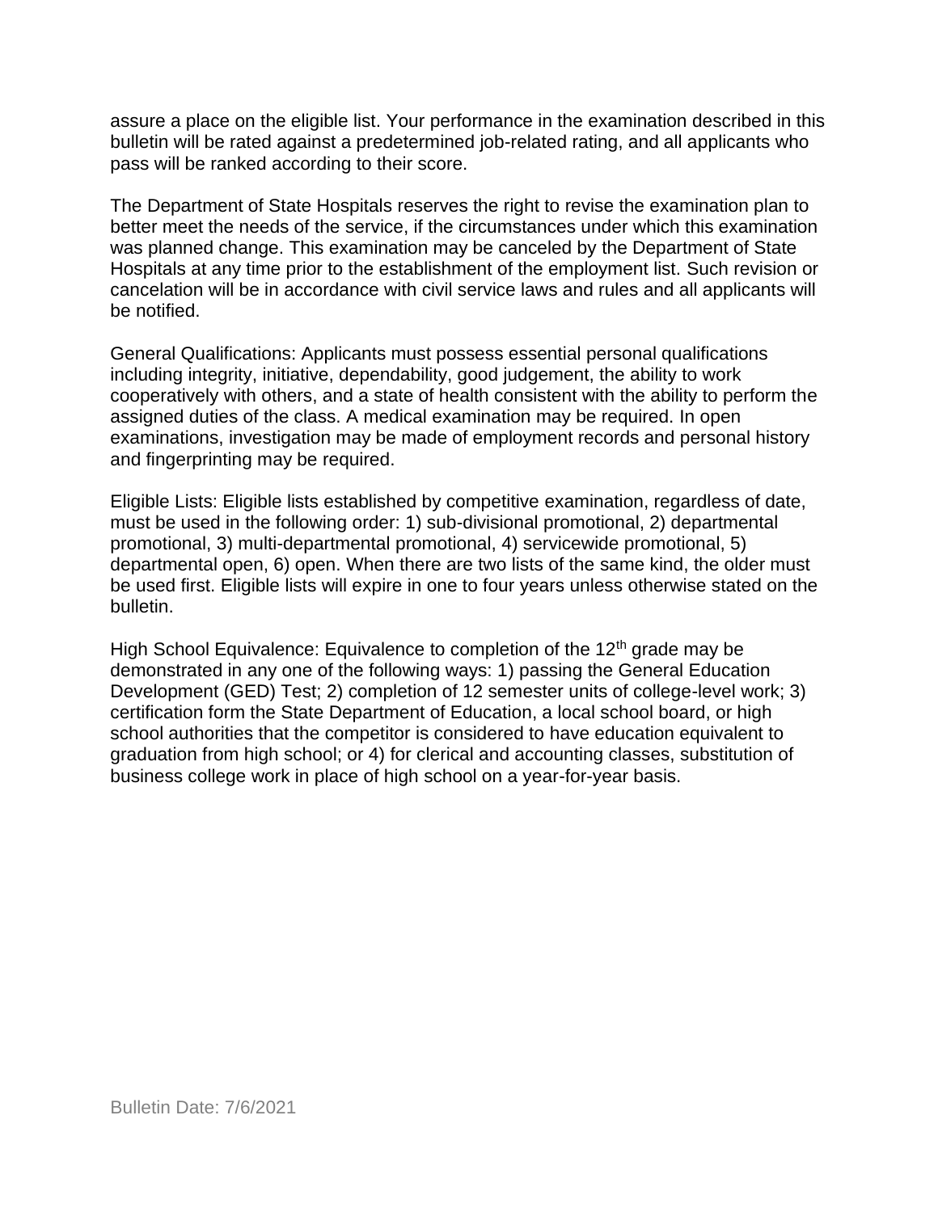assure a place on the eligible list. Your performance in the examination described in this bulletin will be rated against a predetermined job-related rating, and all applicants who pass will be ranked according to their score.

The Department of State Hospitals reserves the right to revise the examination plan to better meet the needs of the service, if the circumstances under which this examination was planned change. This examination may be canceled by the Department of State Hospitals at any time prior to the establishment of the employment list. Such revision or cancelation will be in accordance with civil service laws and rules and all applicants will be notified.

General Qualifications: Applicants must possess essential personal qualifications including integrity, initiative, dependability, good judgement, the ability to work cooperatively with others, and a state of health consistent with the ability to perform the assigned duties of the class. A medical examination may be required. In open examinations, investigation may be made of employment records and personal history and fingerprinting may be required.

Eligible Lists: Eligible lists established by competitive examination, regardless of date, must be used in the following order: 1) sub-divisional promotional, 2) departmental promotional, 3) multi-departmental promotional, 4) servicewide promotional, 5) departmental open, 6) open. When there are two lists of the same kind, the older must be used first. Eligible lists will expire in one to four years unless otherwise stated on the bulletin.

High School Equivalence: Equivalence to completion of the 12th grade may be demonstrated in any one of the following ways: 1) passing the General Education Development (GED) Test; 2) completion of 12 semester units of college-level work; 3) certification form the State Department of Education, a local school board, or high school authorities that the competitor is considered to have education equivalent to graduation from high school; or 4) for clerical and accounting classes, substitution of business college work in place of high school on a year-for-year basis.

Bulletin Date: 7/6/2021